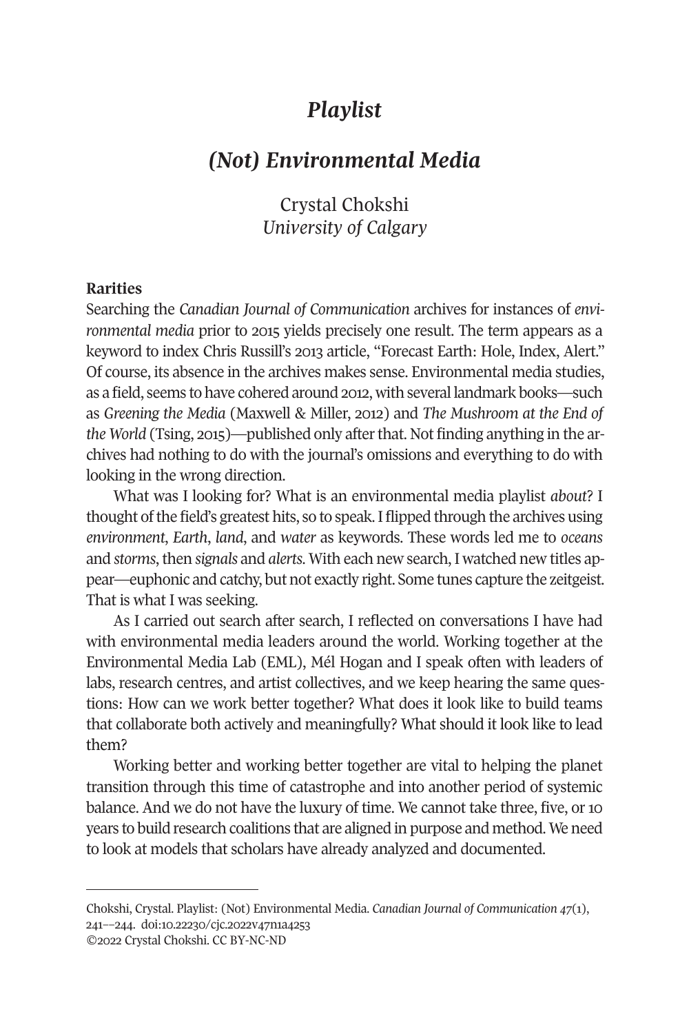# *Playlist*

## *(Not) Environmental Media*

Crystal Chokshi
*University of Calgary*

### Rarities

Searching the *Canadian Journal of Communication* archives for instances of *environmental media* prior to 2015 yields precisely one result. The term appears as a keyword to index Chris Russill's 2013 article, "Forecast Earth: Hole, Index, Alert." Of course, its absence in the archives makes sense. Environmental media studies, as a field, seems to have cohered around 2012, with several landmark books—such as *Greening the Media* (Maxwell & Miller, 2012) and *The Mushroom at the End of the World* (Tsing, 2015)—published only after that. Not finding anything in the archives had nothing to do with the journal's omissions and everything to do with looking in the wrong direction.

What was I looking for? What is an environmental media playlist *about*? I thought of the field's greatest hits, so to speak. I flipped through the archives using *environment*, *Earth*, *land*, and *water* as keywords. These words led me to *oceans* and *storms*, then *signals* and *alerts*. With each new search, I watched new titles appear—euphonic and catchy, but not exactly right. Some tunes capture the zeitgeist. That is what I was seeking.

As I carried out search after search, I reflected on conversations I have had with environmental media leaders around the world. Working together at the Environmental Media Lab (EML), Mél Hogan and I speak often with leaders of labs, research centres, and artist collectives, and we keep hearing the same questions: How can we work better together? What does it look like to build teams that collaborate both actively and meaningfully? What should it look like to lead them?

Working better and working better together are vital to helping the planet transition through this time of catastrophe and into another period of systemic balance. And we do not have the luxury of time. We cannot take three, five, or 10 years to build research coalitions that are aligned in purpose and method. We need to look at models that scholars have already analyzed and documented.

---

Chokshi, Crystal. Playlist: (Not) Environmental Media. *Canadian Journal of Communication 47*(1), 241––244. doi:10.22230/cjc.2022v47n1a4253
©2022 Crystal Chokshi. CC BY-NC-ND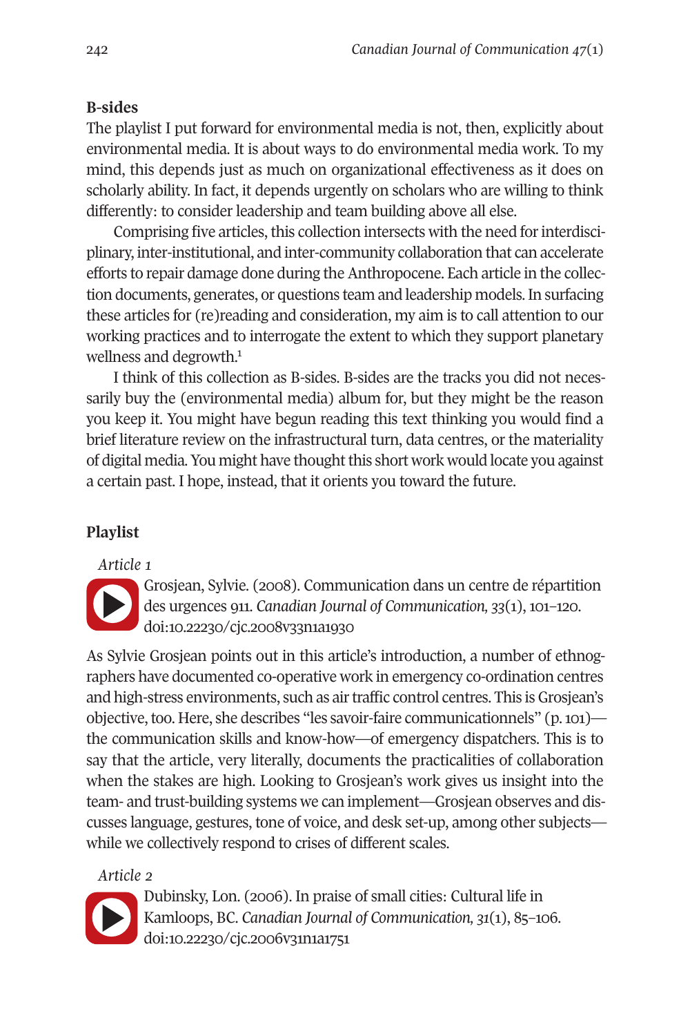## B-sides

The playlist I put forward for environmental media is not, then, explicitly about environmental media. It is about ways to do environmental media work. To my mind, this depends just as much on organizational effectiveness as it does on scholarly ability. In fact, it depends urgently on scholars who are willing to think differently: to consider leadership and team building above all else.

Comprising five articles, this collection intersects with the need for interdisciplinary, inter-institutional, and inter-community collaboration that can accelerate efforts to repair damage done during the Anthropocene. Each article in the collection documents, generates, or questions team and leadership models. In surfacing these articles for (re)reading and consideration, my aim is to call attention to our working practices and to interrogate the extent to which they support planetary wellness and degrowth.[1]

I think of this collection as B-sides. B-sides are the tracks you did not necessarily buy the (environmental media) album for, but they might be the reason you keep it. You might have begun reading this text thinking you would find a brief literature review on the infrastructural turn, data centres, or the materiality of digital media. You might have thought this short work would locate you against a certain past. I hope, instead, that it orients you toward the future.

## Playlist

*Article 1*

Grosjean, Sylvie. (2008). Communication dans un centre de répartition des urgences 911. *Canadian Journal of Communication, 33*(1), 101–120. doi:10.22230/cjc.2008v33n1a1930

As Sylvie Grosjean points out in this article's introduction, a number of ethnographers have documented co-operative work in emergency co-ordination centres and high-stress environments, such as air traffic control centres. This is Grosjean's objective, too. Here, she describes "les savoir-faire communicationnels" (p. 101)—the communication skills and know-how—of emergency dispatchers. This is to say that the article, very literally, documents the practicalities of collaboration when the stakes are high. Looking to Grosjean's work gives us insight into the team- and trust-building systems we can implement—Grosjean observes and discusses language, gestures, tone of voice, and desk set-up, among other subjects—while we collectively respond to crises of different scales.

*Article 2*

Dubinsky, Lon. (2006). In praise of small cities: Cultural life in Kamloops, BC. *Canadian Journal of Communication, 31*(1), 85–106. doi:10.22230/cjc.2006v31n1a1751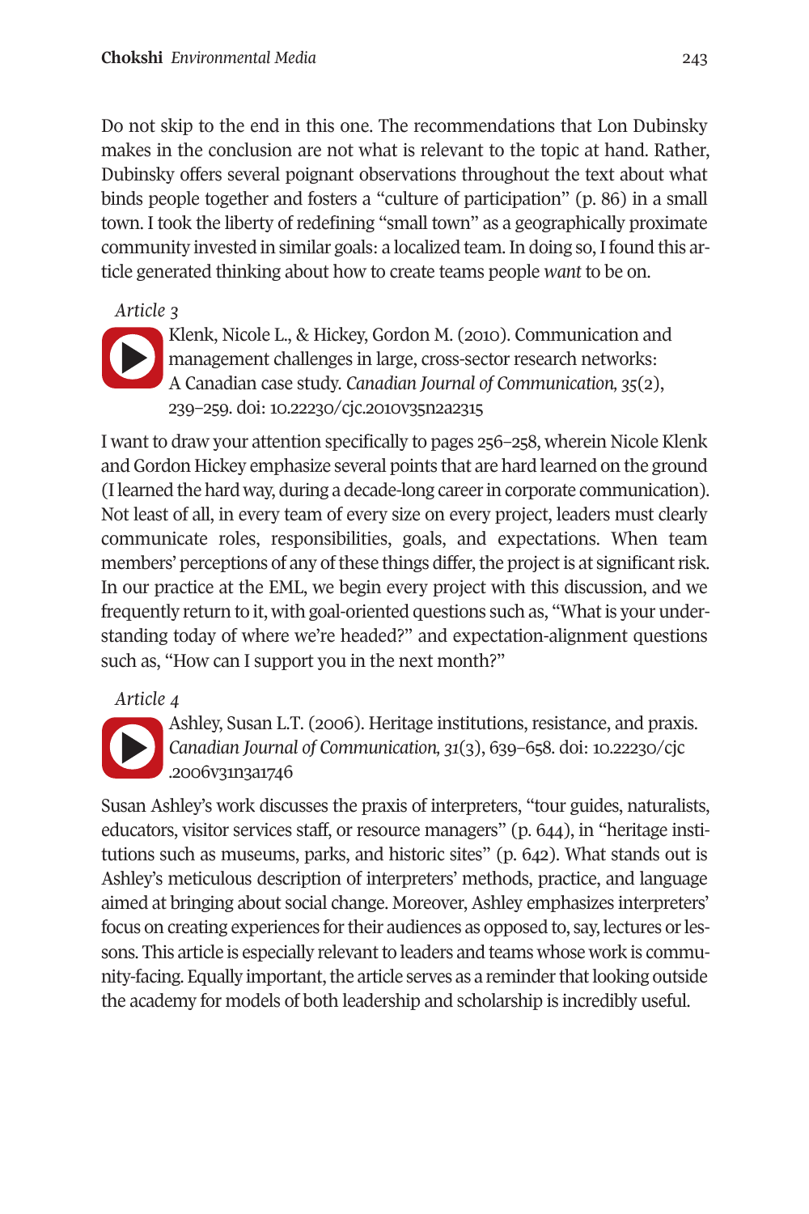Do not skip to the end in this one. The recommendations that Lon Dubinsky makes in the conclusion are not what is relevant to the topic at hand. Rather, Dubinsky offers several poignant observations throughout the text about what binds people together and fosters a "culture of participation" (p. 86) in a small town. I took the liberty of redefining "small town" as a geographically proximate community invested in similar goals: a localized team. In doing so, I found this article generated thinking about how to create teams people *want* to be on.

*Article 3*

Klenk, Nicole L., & Hickey, Gordon M. (2010). Communication and management challenges in large, cross-sector research networks: A Canadian case study. *Canadian Journal of Communication, 35*(2), 239–259. doi: 10.22230/cjc.2010v35n2a2315

I want to draw your attention specifically to pages 256–258, wherein Nicole Klenk and Gordon Hickey emphasize several points that are hard learned on the ground (I learned the hard way, during a decade-long career in corporate communication). Not least of all, in every team of every size on every project, leaders must clearly communicate roles, responsibilities, goals, and expectations. When team members' perceptions of any of these things differ, the project is at significant risk. In our practice at the EML, we begin every project with this discussion, and we frequently return to it, with goal-oriented questions such as, "What is your understanding today of where we're headed?" and expectation-alignment questions such as, "How can I support you in the next month?"

*Article 4*

Ashley, Susan L.T. (2006). Heritage institutions, resistance, and praxis. *Canadian Journal of Communication, 31*(3), 639–658. doi: 10.22230/cjc.2006v31n3a1746

Susan Ashley's work discusses the praxis of interpreters, "tour guides, naturalists, educators, visitor services staff, or resource managers" (p. 644), in "heritage institutions such as museums, parks, and historic sites" (p. 642). What stands out is Ashley's meticulous description of interpreters' methods, practice, and language aimed at bringing about social change. Moreover, Ashley emphasizes interpreters' focus on creating experiences for their audiences as opposed to, say, lectures or lessons. This article is especially relevant to leaders and teams whose work is community-facing. Equally important, the article serves as a reminder that looking outside the academy for models of both leadership and scholarship is incredibly useful.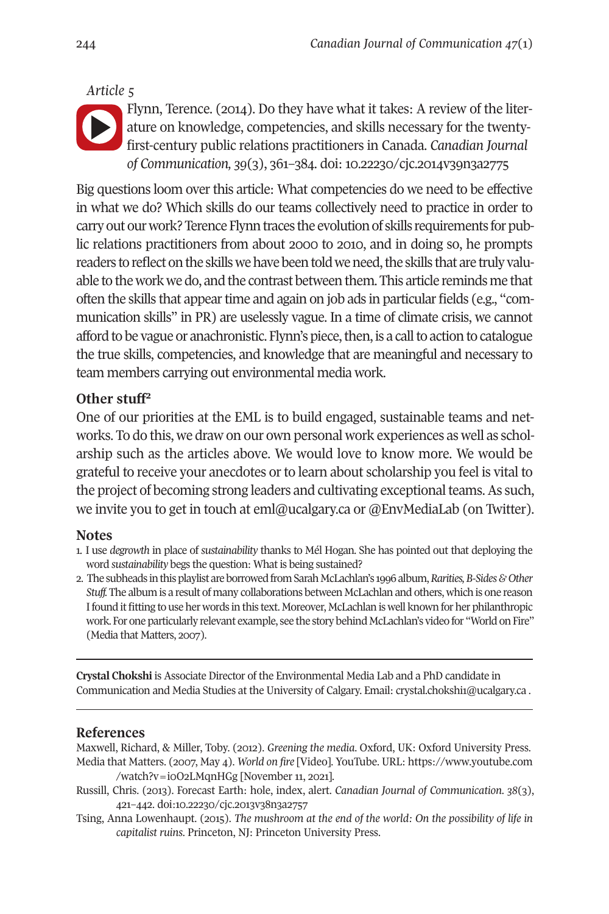*Article 5*

Flynn, Terence. (2014). Do they have what it takes: A review of the literature on knowledge, competencies, and skills necessary for the twenty-first-century public relations practitioners in Canada. *Canadian Journal of Communication, 39*(3), 361–384. doi: 10.22230/cjc.2014v39n3a2775

Big questions loom over this article: What competencies do we need to be effective in what we do? Which skills do our teams collectively need to practice in order to carry out our work? Terence Flynn traces the evolution of skills requirements for public relations practitioners from about 2000 to 2010, and in doing so, he prompts readers to reflect on the skills we have been told we need, the skills that are truly valuable to the work we do, and the contrast between them. This article reminds me that often the skills that appear time and again on job ads in particular fields (e.g., "communication skills" in PR) are uselessly vague. In a time of climate crisis, we cannot afford to be vague or anachronistic. Flynn's piece, then, is a call to action to catalogue the true skills, competencies, and knowledge that are meaningful and necessary to team members carrying out environmental media work.

## Other stuff[2]

One of our priorities at the EML is to build engaged, sustainable teams and networks. To do this, we draw on our own personal work experiences as well as scholarship such as the articles above. We would love to know more. We would be grateful to receive your anecdotes or to learn about scholarship you feel is vital to the project of becoming strong leaders and cultivating exceptional teams. As such, we invite you to get in touch at eml@ucalgary.ca or @EnvMediaLab (on Twitter).

## Notes

1. I use *degrowth* in place of *sustainability* thanks to Mél Hogan. She has pointed out that deploying the word *sustainability* begs the question: What is being sustained?
2. The subheads in this playlist are borrowed from Sarah McLachlan's 1996 album, *Rarities, B-Sides & Other Stuff.* The album is a result of many collaborations between McLachlan and others, which is one reason I found it fitting to use her words in this text. Moreover, McLachlan is well known for her philanthropic work. For one particularly relevant example, see the story behind McLachlan's video for "World on Fire" (Media that Matters, 2007).

---

**Crystal Chokshi** is Associate Director of the Environmental Media Lab and a PhD candidate in Communication and Media Studies at the University of Calgary. Email: crystal.chokshi1@ucalgary.ca .

---

## References

Maxwell, Richard, & Miller, Toby. (2012). *Greening the media*. Oxford, UK: Oxford University Press.

Media that Matters. (2007, May 4). *World on fire* [Video]. YouTube. URL: https://www.youtube.com/watch?v=i0O2LMqnHGg [November 11, 2021].

Russill, Chris. (2013). Forecast Earth: hole, index, alert. *Canadian Journal of Communication. 38*(3), 421–442. doi:10.22230/cjc.2013v38n3a2757

Tsing, Anna Lowenhaupt. (2015). *The mushroom at the end of the world: On the possibility of life in capitalist ruins*. Princeton, NJ: Princeton University Press.